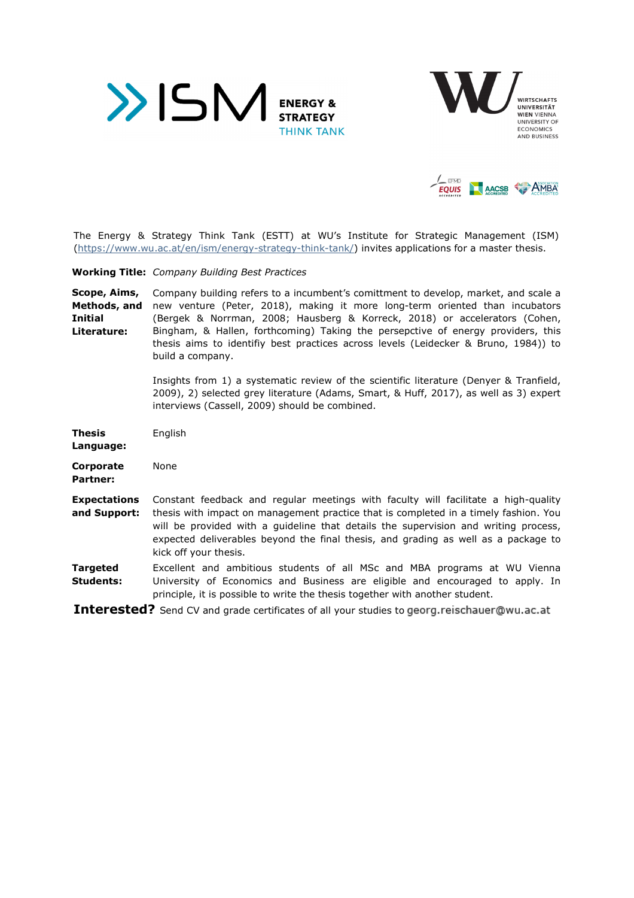The Energy & Strategy Think Tank (ESTT) at WU's Institute for Strategic Management (ISM) (https://www.wu.ac.at/en/ism/energy-strategy-think-tank/) invites applications for a master thesis.

**Working Title:** *Company Building Best Practices*

**Scope, Aims, Methods, and Initial Literature:** Company building refers to a incumbent's comittment to develop, market, and scale a new venture (Peter, 2018), making it more long-term oriented than incubators (Bergek & Norrman, 2008; Hausberg & Korreck, 2018) or accelerators (Cohen, Bingham, & Hallen, forthcoming) Taking the persepctive of energy providers, this thesis aims to identifiy best practices across levels (Leidecker & Bruno, 1984)) to build a company.

Insights from 1) a systematic review of the scientific literature (Denyer & Tranfield, 2009), 2) selected grey literature (Adams, Smart, & Huff, 2017), as well as 3) expert interviews (Cassell, 2009) should be combined.

**Thesis Language:** English

**Corporate Partner:** None

**Expectations and Support:** Constant feedback and regular meetings with faculty will facilitate a high-quality thesis with impact on management practice that is completed in a timely fashion. You will be provided with a guideline that details the supervision and writing process, expected deliverables beyond the final thesis, and grading as well as a package to kick off your thesis.

**Targeted Students:** Excellent and ambitious students of all MSc and MBA programs at WU Vienna University of Economics and Business are eligible and encouraged to apply. In principle, it is possible to write the thesis together with another student.

**Interested?** Send CV and grade certificates of all your studies to georg.reischauer@wu.ac.at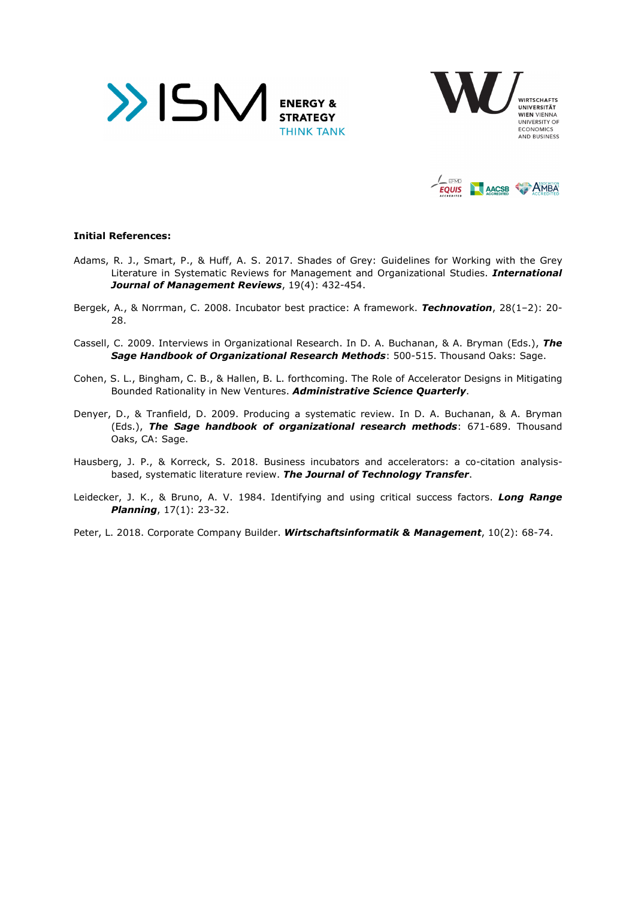**Initial References:**

Adams, R. J., Smart, P., & Huff, A. S. 2017. Shades of Grey: Guidelines for Working with the Grey Literature in Systematic Reviews for Management and Organizational Studies. ***International Journal of Management Reviews***, 19(4): 432-454.

Bergek, A., & Norrman, C. 2008. Incubator best practice: A framework. ***Technovation***, 28(1–2): 20-28.

Cassell, C. 2009. Interviews in Organizational Research. In D. A. Buchanan, & A. Bryman (Eds.), ***The Sage Handbook of Organizational Research Methods***: 500-515. Thousand Oaks: Sage.

Cohen, S. L., Bingham, C. B., & Hallen, B. L. forthcoming. The Role of Accelerator Designs in Mitigating Bounded Rationality in New Ventures. ***Administrative Science Quarterly***.

Denyer, D., & Tranfield, D. 2009. Producing a systematic review. In D. A. Buchanan, & A. Bryman (Eds.), ***The Sage handbook of organizational research methods***: 671-689. Thousand Oaks, CA: Sage.

Hausberg, J. P., & Korreck, S. 2018. Business incubators and accelerators: a co-citation analysis-based, systematic literature review. ***The Journal of Technology Transfer***.

Leidecker, J. K., & Bruno, A. V. 1984. Identifying and using critical success factors. ***Long Range Planning***, 17(1): 23-32.

Peter, L. 2018. Corporate Company Builder. ***Wirtschaftsinformatik & Management***, 10(2): 68-74.